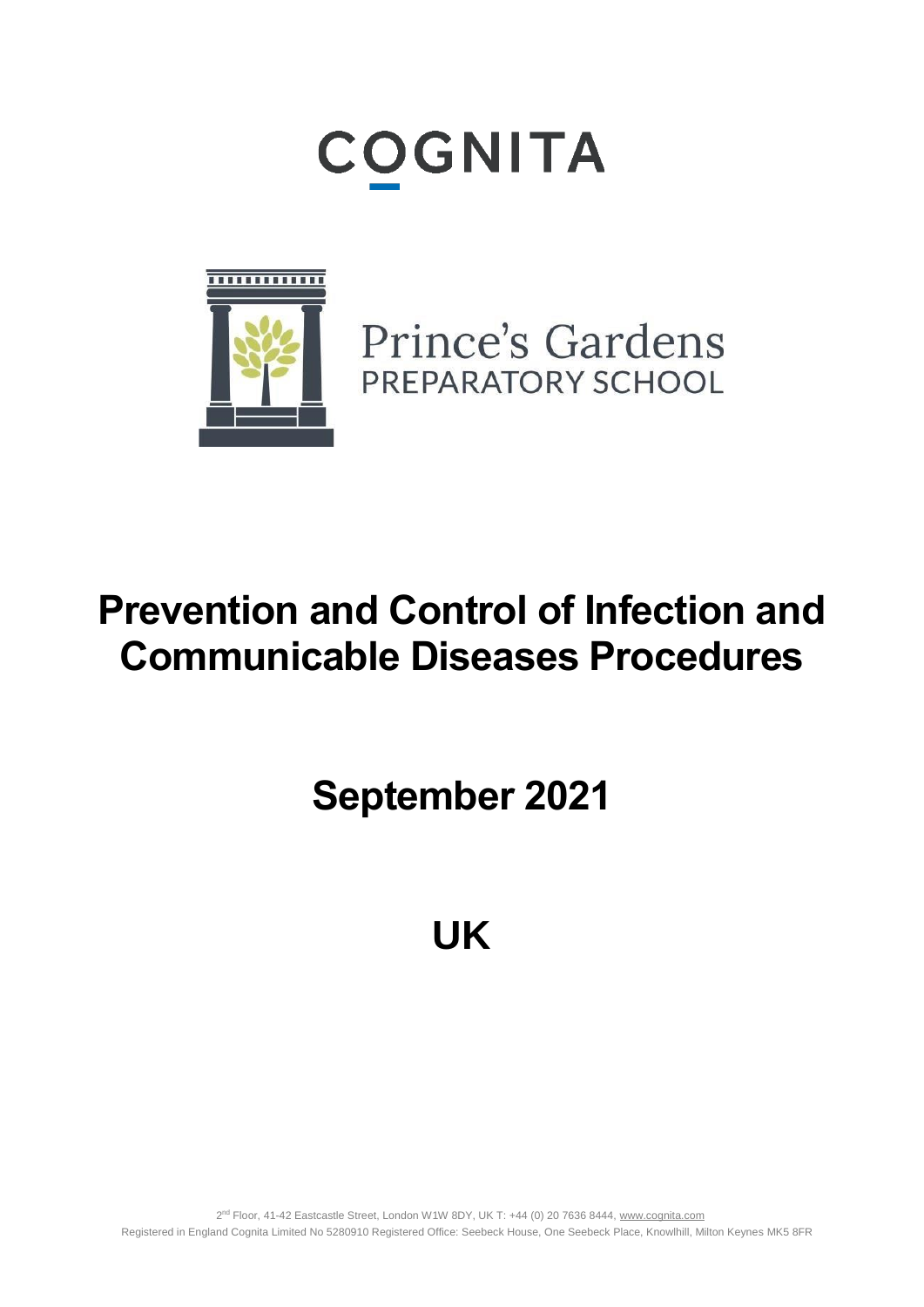COGNITA

Prince's Gardens
PREPARATORY SCHOOL

# Prevention and Control of Infection and Communicable Diseases Procedures

## September 2021

## UK

2nd Floor, 41-42 Eastcastle Street, London W1W 8DY, UK T: +44 (0) 20 7636 8444, www.cognita.com
Registered in England Cognita Limited No 5280910 Registered Office: Seebeck House, One Seebeck Place, Knowlhill, Milton Keynes MK5 8FR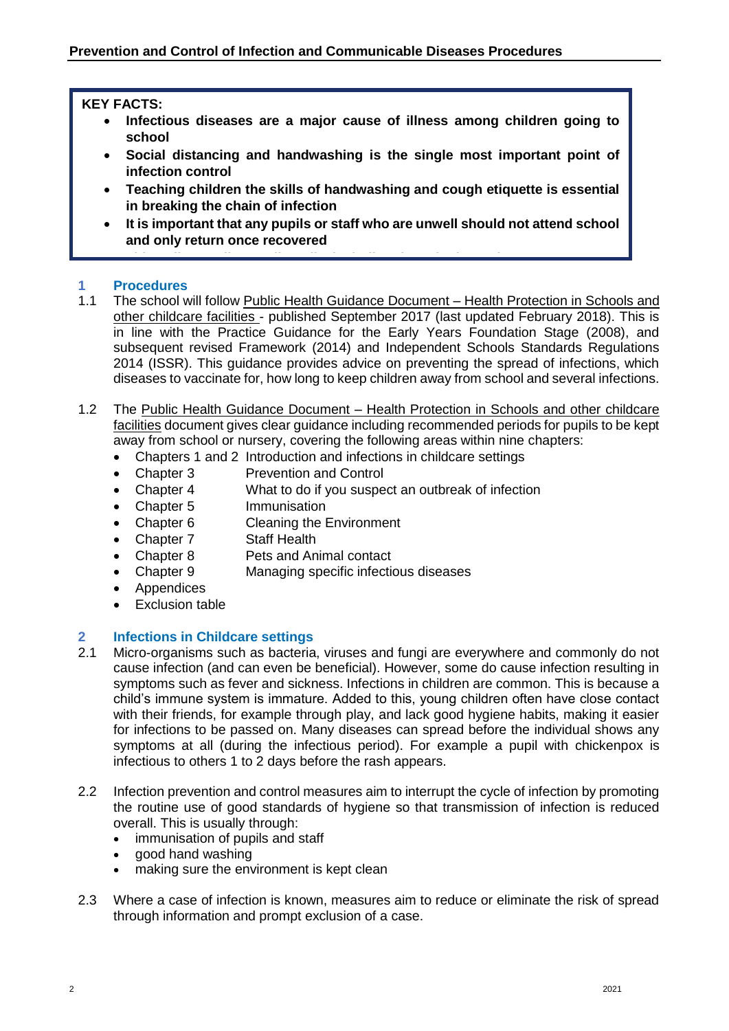**KEY FACTS:**

- **Infectious diseases are a major cause of illness among children going to school**
- **Social distancing and handwashing is the single most important point of infection control**
- **Teaching children the skills of handwashing and cough etiquette is essential in breaking the chain of infection**
- **It is important that any pupils or staff who are unwell should not attend school and only return once recovered**

## 1 Procedures

1.1 The school will follow Public Health Guidance Document – Health Protection in Schools and other childcare facilities - published September 2017 (last updated February 2018). This is in line with the Practice Guidance for the Early Years Foundation Stage (2008), and subsequent revised Framework (2014) and Independent Schools Standards Regulations 2014 (ISSR). This guidance provides advice on preventing the spread of infections, which diseases to vaccinate for, how long to keep children away from school and several infections.

1.2 The Public Health Guidance Document – Health Protection in Schools and other childcare facilities document gives clear guidance including recommended periods for pupils to be kept away from school or nursery, covering the following areas within nine chapters:

- Chapters 1 and 2 Introduction and infections in childcare settings
- Chapter 3 Prevention and Control
- Chapter 4 What to do if you suspect an outbreak of infection
- Chapter 5 Immunisation
- Chapter 6 Cleaning the Environment
- Chapter 7 Staff Health
- Chapter 8 Pets and Animal contact
- Chapter 9 Managing specific infectious diseases
- Appendices
- Exclusion table

## 2 Infections in Childcare settings

2.1 Micro-organisms such as bacteria, viruses and fungi are everywhere and commonly do not cause infection (and can even be beneficial). However, some do cause infection resulting in symptoms such as fever and sickness. Infections in children are common. This is because a child's immune system is immature. Added to this, young children often have close contact with their friends, for example through play, and lack good hygiene habits, making it easier for infections to be passed on. Many diseases can spread before the individual shows any symptoms at all (during the infectious period). For example a pupil with chickenpox is infectious to others 1 to 2 days before the rash appears.

2.2 Infection prevention and control measures aim to interrupt the cycle of infection by promoting the routine use of good standards of hygiene so that transmission of infection is reduced overall. This is usually through:

- immunisation of pupils and staff
- good hand washing
- making sure the environment is kept clean

2.3 Where a case of infection is known, measures aim to reduce or eliminate the risk of spread through information and prompt exclusion of a case.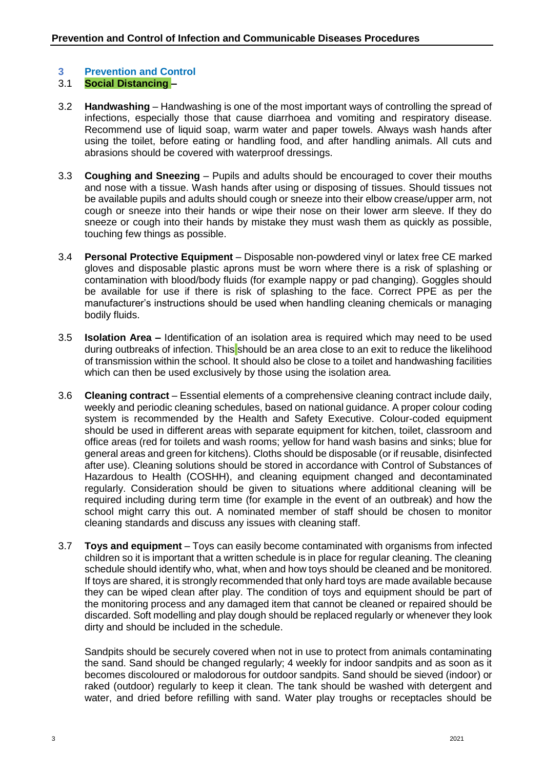## 3 Prevention and Control

3.1 **Social Distancing** –

3.2 **Handwashing** – Handwashing is one of the most important ways of controlling the spread of infections, especially those that cause diarrhoea and vomiting and respiratory disease. Recommend use of liquid soap, warm water and paper towels. Always wash hands after using the toilet, before eating or handling food, and after handling animals. All cuts and abrasions should be covered with waterproof dressings.

3.3 **Coughing and Sneezing** – Pupils and adults should be encouraged to cover their mouths and nose with a tissue. Wash hands after using or disposing of tissues. Should tissues not be available pupils and adults should cough or sneeze into their elbow crease/upper arm, not cough or sneeze into their hands or wipe their nose on their lower arm sleeve. If they do sneeze or cough into their hands by mistake they must wash them as quickly as possible, touching few things as possible.

3.4 **Personal Protective Equipment** – Disposable non-powdered vinyl or latex free CE marked gloves and disposable plastic aprons must be worn where there is a risk of splashing or contamination with blood/body fluids (for example nappy or pad changing). Goggles should be available for use if there is risk of splashing to the face. Correct PPE as per the manufacturer's instructions should be used when handling cleaning chemicals or managing bodily fluids.

3.5 **Isolation Area –** Identification of an isolation area is required which may need to be used during outbreaks of infection. This should be an area close to an exit to reduce the likelihood of transmission within the school. It should also be close to a toilet and handwashing facilities which can then be used exclusively by those using the isolation area.

3.6 **Cleaning contract** – Essential elements of a comprehensive cleaning contract include daily, weekly and periodic cleaning schedules, based on national guidance. A proper colour coding system is recommended by the Health and Safety Executive. Colour-coded equipment should be used in different areas with separate equipment for kitchen, toilet, classroom and office areas (red for toilets and wash rooms; yellow for hand wash basins and sinks; blue for general areas and green for kitchens). Cloths should be disposable (or if reusable, disinfected after use). Cleaning solutions should be stored in accordance with Control of Substances of Hazardous to Health (COSHH), and cleaning equipment changed and decontaminated regularly. Consideration should be given to situations where additional cleaning will be required including during term time (for example in the event of an outbreak) and how the school might carry this out. A nominated member of staff should be chosen to monitor cleaning standards and discuss any issues with cleaning staff.

3.7 **Toys and equipment** – Toys can easily become contaminated with organisms from infected children so it is important that a written schedule is in place for regular cleaning. The cleaning schedule should identify who, what, when and how toys should be cleaned and be monitored. If toys are shared, it is strongly recommended that only hard toys are made available because they can be wiped clean after play. The condition of toys and equipment should be part of the monitoring process and any damaged item that cannot be cleaned or repaired should be discarded. Soft modelling and play dough should be replaced regularly or whenever they look dirty and should be included in the schedule.

Sandpits should be securely covered when not in use to protect from animals contaminating the sand. Sand should be changed regularly; 4 weekly for indoor sandpits and as soon as it becomes discoloured or malodorous for outdoor sandpits. Sand should be sieved (indoor) or raked (outdoor) regularly to keep it clean. The tank should be washed with detergent and water, and dried before refilling with sand. Water play troughs or receptacles should be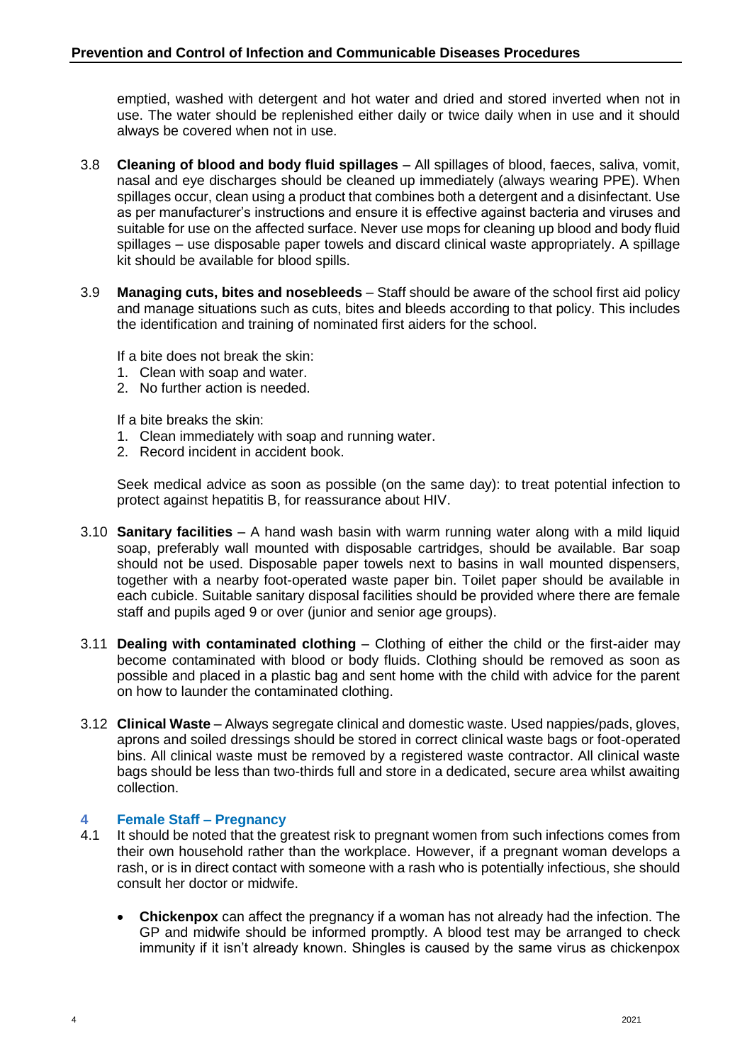emptied, washed with detergent and hot water and dried and stored inverted when not in use. The water should be replenished either daily or twice daily when in use and it should always be covered when not in use.

3.8 **Cleaning of blood and body fluid spillages** – All spillages of blood, faeces, saliva, vomit, nasal and eye discharges should be cleaned up immediately (always wearing PPE). When spillages occur, clean using a product that combines both a detergent and a disinfectant. Use as per manufacturer's instructions and ensure it is effective against bacteria and viruses and suitable for use on the affected surface. Never use mops for cleaning up blood and body fluid spillages – use disposable paper towels and discard clinical waste appropriately. A spillage kit should be available for blood spills.

3.9 **Managing cuts, bites and nosebleeds** – Staff should be aware of the school first aid policy and manage situations such as cuts, bites and bleeds according to that policy. This includes the identification and training of nominated first aiders for the school.

If a bite does not break the skin:

1. Clean with soap and water.
2. No further action is needed.

If a bite breaks the skin:

1. Clean immediately with soap and running water.
2. Record incident in accident book.

Seek medical advice as soon as possible (on the same day): to treat potential infection to protect against hepatitis B, for reassurance about HIV.

3.10 **Sanitary facilities** – A hand wash basin with warm running water along with a mild liquid soap, preferably wall mounted with disposable cartridges, should be available. Bar soap should not be used. Disposable paper towels next to basins in wall mounted dispensers, together with a nearby foot-operated waste paper bin. Toilet paper should be available in each cubicle. Suitable sanitary disposal facilities should be provided where there are female staff and pupils aged 9 or over (junior and senior age groups).

3.11 **Dealing with contaminated clothing** – Clothing of either the child or the first-aider may become contaminated with blood or body fluids. Clothing should be removed as soon as possible and placed in a plastic bag and sent home with the child with advice for the parent on how to launder the contaminated clothing.

3.12 **Clinical Waste** – Always segregate clinical and domestic waste. Used nappies/pads, gloves, aprons and soiled dressings should be stored in correct clinical waste bags or foot-operated bins. All clinical waste must be removed by a registered waste contractor. All clinical waste bags should be less than two-thirds full and store in a dedicated, secure area whilst awaiting collection.

## 4 Female Staff – Pregnancy

4.1 It should be noted that the greatest risk to pregnant women from such infections comes from their own household rather than the workplace. However, if a pregnant woman develops a rash, or is in direct contact with someone with a rash who is potentially infectious, she should consult her doctor or midwife.

- **Chickenpox** can affect the pregnancy if a woman has not already had the infection. The GP and midwife should be informed promptly. A blood test may be arranged to check immunity if it isn't already known. Shingles is caused by the same virus as chickenpox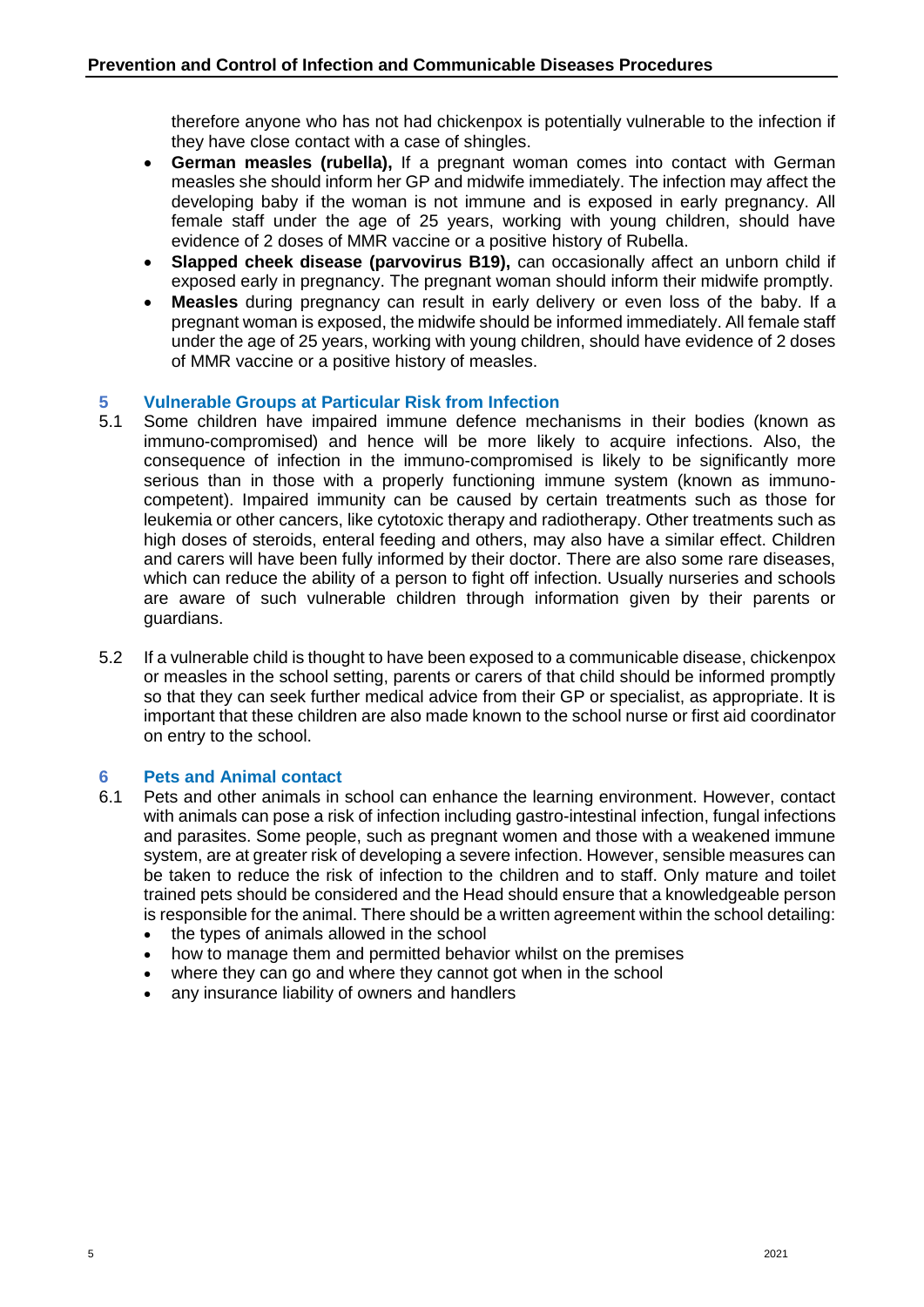therefore anyone who has not had chickenpox is potentially vulnerable to the infection if they have close contact with a case of shingles.

- **German measles (rubella),** If a pregnant woman comes into contact with German measles she should inform her GP and midwife immediately. The infection may affect the developing baby if the woman is not immune and is exposed in early pregnancy. All female staff under the age of 25 years, working with young children, should have evidence of 2 doses of MMR vaccine or a positive history of Rubella.
- **Slapped cheek disease (parvovirus B19),** can occasionally affect an unborn child if exposed early in pregnancy. The pregnant woman should inform their midwife promptly.
- **Measles** during pregnancy can result in early delivery or even loss of the baby. If a pregnant woman is exposed, the midwife should be informed immediately. All female staff under the age of 25 years, working with young children, should have evidence of 2 doses of MMR vaccine or a positive history of measles.

## 5 Vulnerable Groups at Particular Risk from Infection

5.1 Some children have impaired immune defence mechanisms in their bodies (known as immuno-compromised) and hence will be more likely to acquire infections. Also, the consequence of infection in the immuno-compromised is likely to be significantly more serious than in those with a properly functioning immune system (known as immuno-competent). Impaired immunity can be caused by certain treatments such as those for leukemia or other cancers, like cytotoxic therapy and radiotherapy. Other treatments such as high doses of steroids, enteral feeding and others, may also have a similar effect. Children and carers will have been fully informed by their doctor. There are also some rare diseases, which can reduce the ability of a person to fight off infection. Usually nurseries and schools are aware of such vulnerable children through information given by their parents or guardians.

5.2 If a vulnerable child is thought to have been exposed to a communicable disease, chickenpox or measles in the school setting, parents or carers of that child should be informed promptly so that they can seek further medical advice from their GP or specialist, as appropriate. It is important that these children are also made known to the school nurse or first aid coordinator on entry to the school.

## 6 Pets and Animal contact

6.1 Pets and other animals in school can enhance the learning environment. However, contact with animals can pose a risk of infection including gastro-intestinal infection, fungal infections and parasites. Some people, such as pregnant women and those with a weakened immune system, are at greater risk of developing a severe infection. However, sensible measures can be taken to reduce the risk of infection to the children and to staff. Only mature and toilet trained pets should be considered and the Head should ensure that a knowledgeable person is responsible for the animal. There should be a written agreement within the school detailing:

- the types of animals allowed in the school
- how to manage them and permitted behavior whilst on the premises
- where they can go and where they cannot got when in the school
- any insurance liability of owners and handlers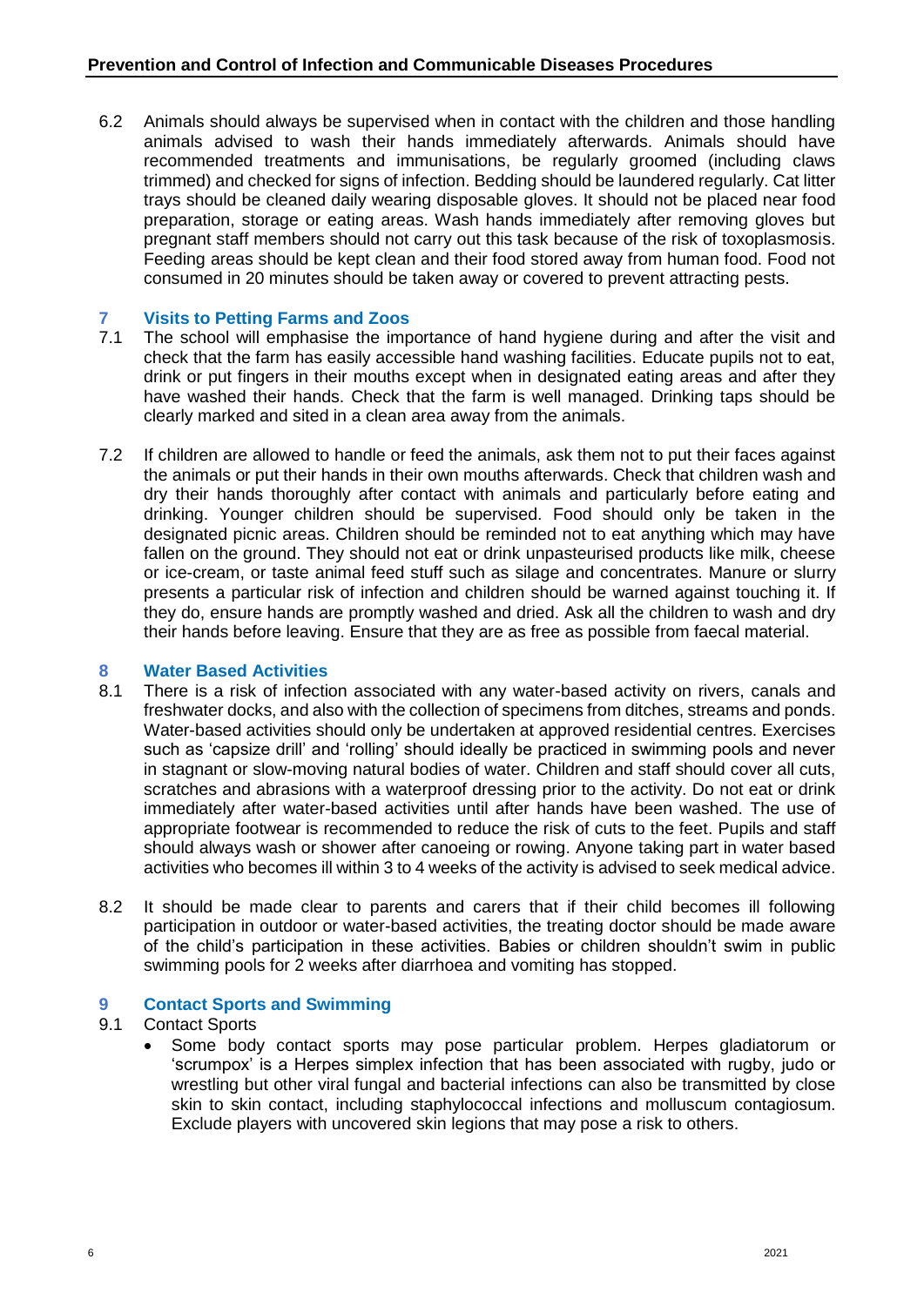6.2 Animals should always be supervised when in contact with the children and those handling animals advised to wash their hands immediately afterwards. Animals should have recommended treatments and immunisations, be regularly groomed (including claws trimmed) and checked for signs of infection. Bedding should be laundered regularly. Cat litter trays should be cleaned daily wearing disposable gloves. It should not be placed near food preparation, storage or eating areas. Wash hands immediately after removing gloves but pregnant staff members should not carry out this task because of the risk of toxoplasmosis. Feeding areas should be kept clean and their food stored away from human food. Food not consumed in 20 minutes should be taken away or covered to prevent attracting pests.

## 7 Visits to Petting Farms and Zoos

7.1 The school will emphasise the importance of hand hygiene during and after the visit and check that the farm has easily accessible hand washing facilities. Educate pupils not to eat, drink or put fingers in their mouths except when in designated eating areas and after they have washed their hands. Check that the farm is well managed. Drinking taps should be clearly marked and sited in a clean area away from the animals.

7.2 If children are allowed to handle or feed the animals, ask them not to put their faces against the animals or put their hands in their own mouths afterwards. Check that children wash and dry their hands thoroughly after contact with animals and particularly before eating and drinking. Younger children should be supervised. Food should only be taken in the designated picnic areas. Children should be reminded not to eat anything which may have fallen on the ground. They should not eat or drink unpasteurised products like milk, cheese or ice-cream, or taste animal feed stuff such as silage and concentrates. Manure or slurry presents a particular risk of infection and children should be warned against touching it. If they do, ensure hands are promptly washed and dried. Ask all the children to wash and dry their hands before leaving. Ensure that they are as free as possible from faecal material.

## 8 Water Based Activities

8.1 There is a risk of infection associated with any water-based activity on rivers, canals and freshwater docks, and also with the collection of specimens from ditches, streams and ponds. Water-based activities should only be undertaken at approved residential centres. Exercises such as 'capsize drill' and 'rolling' should ideally be practiced in swimming pools and never in stagnant or slow-moving natural bodies of water. Children and staff should cover all cuts, scratches and abrasions with a waterproof dressing prior to the activity. Do not eat or drink immediately after water-based activities until after hands have been washed. The use of appropriate footwear is recommended to reduce the risk of cuts to the feet. Pupils and staff should always wash or shower after canoeing or rowing. Anyone taking part in water based activities who becomes ill within 3 to 4 weeks of the activity is advised to seek medical advice.

8.2 It should be made clear to parents and carers that if their child becomes ill following participation in outdoor or water-based activities, the treating doctor should be made aware of the child's participation in these activities. Babies or children shouldn't swim in public swimming pools for 2 weeks after diarrhoea and vomiting has stopped.

## 9 Contact Sports and Swimming

9.1 Contact Sports

- Some body contact sports may pose particular problem. Herpes gladiatorum or 'scrumpox' is a Herpes simplex infection that has been associated with rugby, judo or wrestling but other viral fungal and bacterial infections can also be transmitted by close skin to skin contact, including staphylococcal infections and molluscum contagiosum. Exclude players with uncovered skin legions that may pose a risk to others.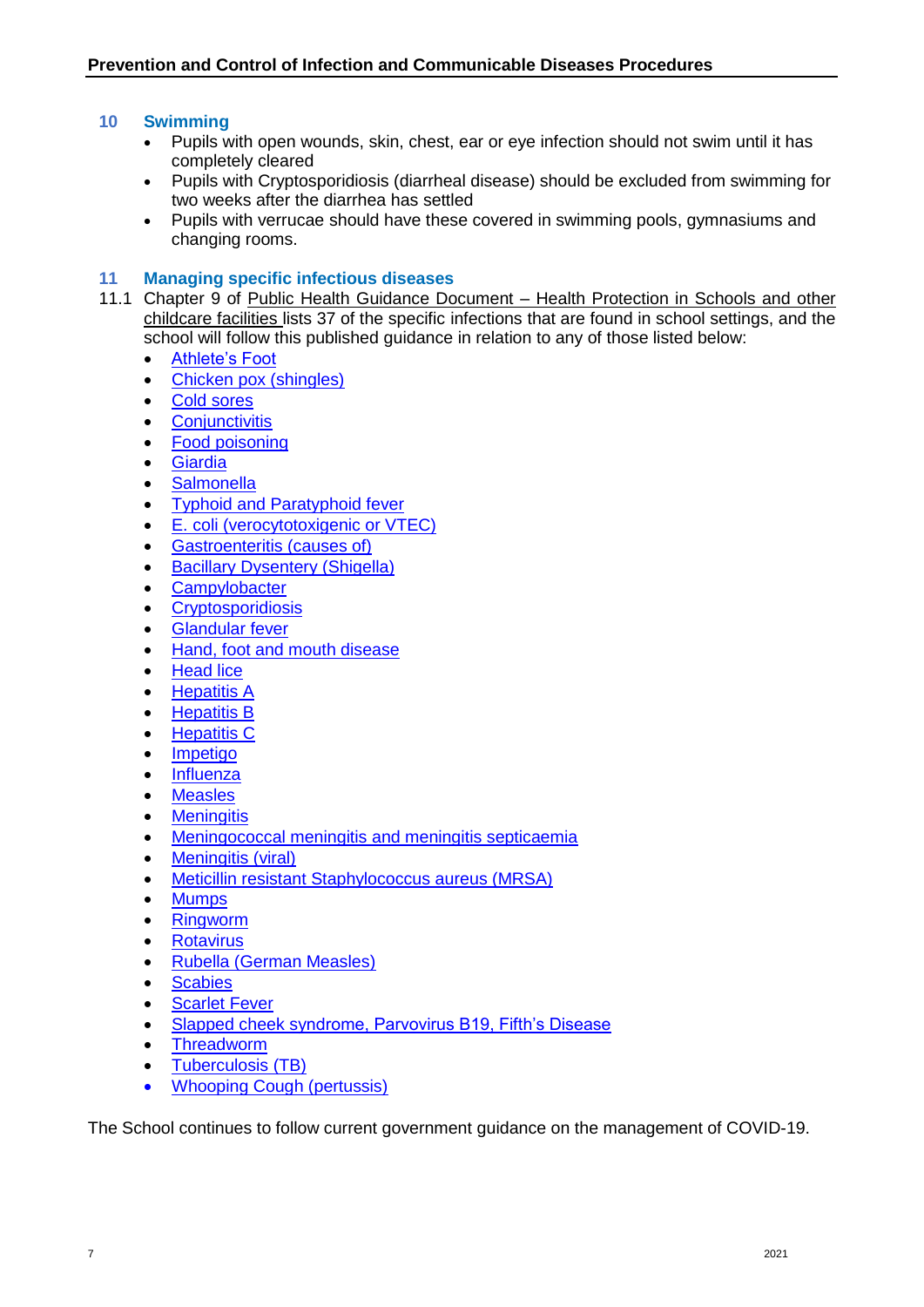## 10 Swimming

- Pupils with open wounds, skin, chest, ear or eye infection should not swim until it has completely cleared
- Pupils with Cryptosporidiosis (diarrheal disease) should be excluded from swimming for two weeks after the diarrhea has settled
- Pupils with verrucae should have these covered in swimming pools, gymnasiums and changing rooms.

## 11 Managing specific infectious diseases

11.1 Chapter 9 of Public Health Guidance Document – Health Protection in Schools and other childcare facilities lists 37 of the specific infections that are found in school settings, and the school will follow this published guidance in relation to any of those listed below:

- Athlete's Foot
- Chicken pox (shingles)
- Cold sores
- Conjunctivitis
- Food poisoning
- Giardia
- Salmonella
- Typhoid and Paratyphoid fever
- E. coli (verocytotoxigenic or VTEC)
- Gastroenteritis (causes of)
- Bacillary Dysentery (Shigella)
- Campylobacter
- Cryptosporidiosis
- Glandular fever
- Hand, foot and mouth disease
- Head lice
- Hepatitis A
- Hepatitis B
- Hepatitis C
- Impetigo
- Influenza
- Measles
- Meningitis
- Meningococcal meningitis and meningitis septicaemia
- Meningitis (viral)
- Meticillin resistant Staphylococcus aureus (MRSA)
- Mumps
- Ringworm
- Rotavirus
- Rubella (German Measles)
- Scabies
- Scarlet Fever
- Slapped cheek syndrome, Parvovirus B19, Fifth's Disease
- Threadworm
- Tuberculosis (TB)
- Whooping Cough (pertussis)

The School continues to follow current government guidance on the management of COVID-19.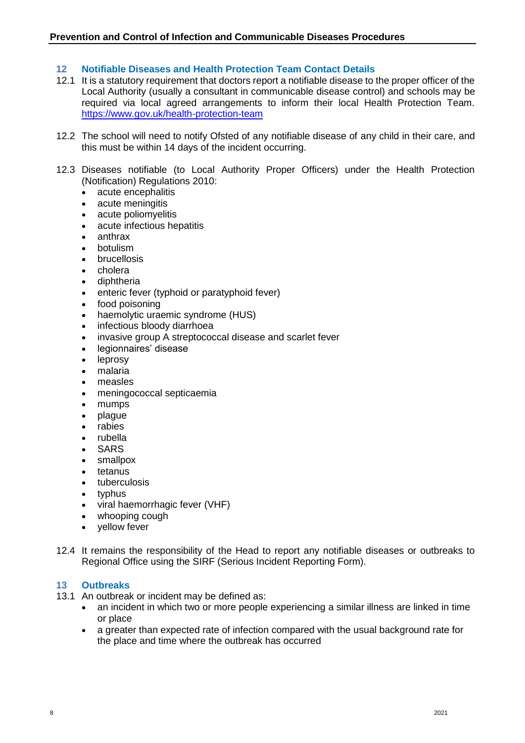## 12 Notifiable Diseases and Health Protection Team Contact Details

12.1 It is a statutory requirement that doctors report a notifiable disease to the proper officer of the Local Authority (usually a consultant in communicable disease control) and schools may be required via local agreed arrangements to inform their local Health Protection Team. [https://www.gov.uk/health-protection-team](https://www.gov.uk/health-protection-team)

12.2 The school will need to notify Ofsted of any notifiable disease of any child in their care, and this must be within 14 days of the incident occurring.

12.3 Diseases notifiable (to Local Authority Proper Officers) under the Health Protection (Notification) Regulations 2010:

- acute encephalitis
- acute meningitis
- acute poliomyelitis
- acute infectious hepatitis
- anthrax
- botulism
- brucellosis
- cholera
- diphtheria
- enteric fever (typhoid or paratyphoid fever)
- food poisoning
- haemolytic uraemic syndrome (HUS)
- infectious bloody diarrhoea
- invasive group A streptococcal disease and scarlet fever
- legionnaires' disease
- leprosy
- malaria
- measles
- meningococcal septicaemia
- mumps
- plague
- rabies
- rubella
- SARS
- smallpox
- tetanus
- tuberculosis
- typhus
- viral haemorrhagic fever (VHF)
- whooping cough
- yellow fever

12.4 It remains the responsibility of the Head to report any notifiable diseases or outbreaks to Regional Office using the SIRF (Serious Incident Reporting Form).

## 13 Outbreaks

13.1 An outbreak or incident may be defined as:

- an incident in which two or more people experiencing a similar illness are linked in time or place
- a greater than expected rate of infection compared with the usual background rate for the place and time where the outbreak has occurred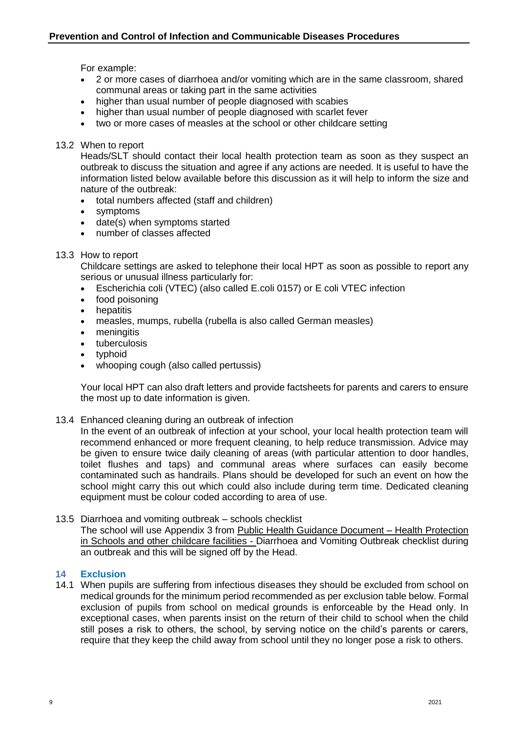For example:

- 2 or more cases of diarrhoea and/or vomiting which are in the same classroom, shared communal areas or taking part in the same activities
- higher than usual number of people diagnosed with scabies
- higher than usual number of people diagnosed with scarlet fever
- two or more cases of measles at the school or other childcare setting

13.2 When to report

Heads/SLT should contact their local health protection team as soon as they suspect an outbreak to discuss the situation and agree if any actions are needed. It is useful to have the information listed below available before this discussion as it will help to inform the size and nature of the outbreak:

- total numbers affected (staff and children)
- symptoms
- date(s) when symptoms started
- number of classes affected

13.3 How to report

Childcare settings are asked to telephone their local HPT as soon as possible to report any serious or unusual illness particularly for:

- Escherichia coli (VTEC) (also called E.coli 0157) or E coli VTEC infection
- food poisoning
- hepatitis
- measles, mumps, rubella (rubella is also called German measles)
- meningitis
- tuberculosis
- typhoid
- whooping cough (also called pertussis)

Your local HPT can also draft letters and provide factsheets for parents and carers to ensure the most up to date information is given.

13.4 Enhanced cleaning during an outbreak of infection

In the event of an outbreak of infection at your school, your local health protection team will recommend enhanced or more frequent cleaning, to help reduce transmission. Advice may be given to ensure twice daily cleaning of areas (with particular attention to door handles, toilet flushes and taps) and communal areas where surfaces can easily become contaminated such as handrails. Plans should be developed for such an event on how the school might carry this out which could also include during term time. Dedicated cleaning equipment must be colour coded according to area of use.

13.5 Diarrhoea and vomiting outbreak – schools checklist

The school will use Appendix 3 from Public Health Guidance Document – Health Protection in Schools and other childcare facilities - Diarrhoea and Vomiting Outbreak checklist during an outbreak and this will be signed off by the Head.

## 14 Exclusion

14.1 When pupils are suffering from infectious diseases they should be excluded from school on medical grounds for the minimum period recommended as per exclusion table below. Formal exclusion of pupils from school on medical grounds is enforceable by the Head only. In exceptional cases, when parents insist on the return of their child to school when the child still poses a risk to others, the school, by serving notice on the child's parents or carers, require that they keep the child away from school until they no longer pose a risk to others.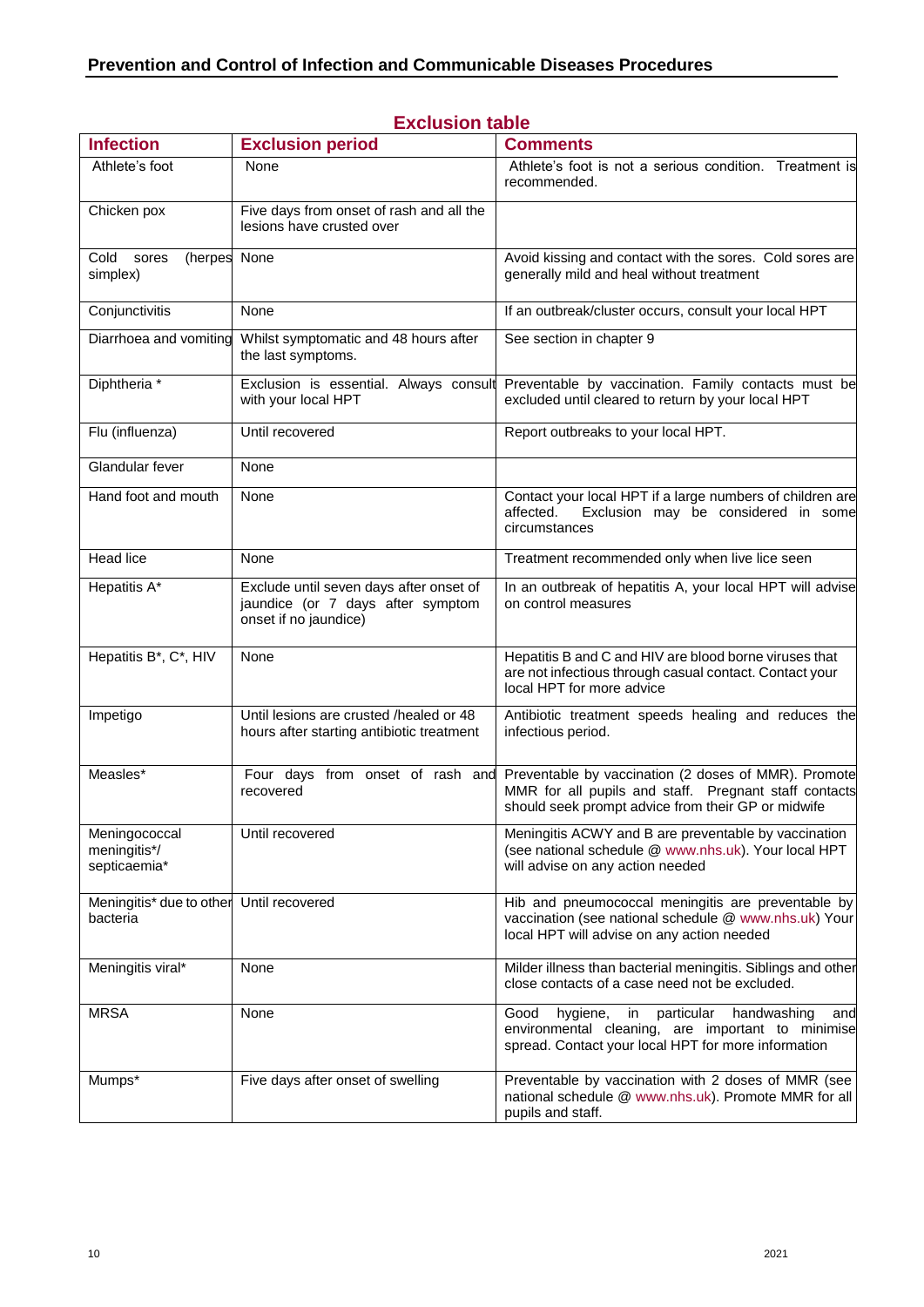## Exclusion table

| Infection | Exclusion period | Comments |
|---|---|---|
| Athlete's foot | None | Athlete's foot is not a serious condition. Treatment is recommended. |
| Chicken pox | Five days from onset of rash and all the lesions have crusted over | |
| Cold sores (herpes simplex) | None | Avoid kissing and contact with the sores. Cold sores are generally mild and heal without treatment |
| Conjunctivitis | None | If an outbreak/cluster occurs, consult your local HPT |
| Diarrhoea and vomiting | Whilst symptomatic and 48 hours after the last symptoms. | See section in chapter 9 |
| Diphtheria * | Exclusion is essential. Always consult with your local HPT | Preventable by vaccination. Family contacts must be excluded until cleared to return by your local HPT |
| Flu (influenza) | Until recovered | Report outbreaks to your local HPT. |
| Glandular fever | None | |
| Hand foot and mouth | None | Contact your local HPT if a large numbers of children are affected. Exclusion may be considered in some circumstances |
| Head lice | None | Treatment recommended only when live lice seen |
| Hepatitis A* | Exclude until seven days after onset of jaundice (or 7 days after symptom onset if no jaundice) | In an outbreak of hepatitis A, your local HPT will advise on control measures |
| Hepatitis B*, C*, HIV | None | Hepatitis B and C and HIV are blood borne viruses that are not infectious through casual contact. Contact your local HPT for more advice |
| Impetigo | Until lesions are crusted /healed or 48 hours after starting antibiotic treatment | Antibiotic treatment speeds healing and reduces the infectious period. |
| Measles* | Four days from onset of rash and recovered | Preventable by vaccination (2 doses of MMR). Promote MMR for all pupils and staff. Pregnant staff contacts should seek prompt advice from their GP or midwife |
| Meningococcal meningitis*/ septicaemia* | Until recovered | Meningitis ACWY and B are preventable by vaccination (see national schedule @ www.nhs.uk). Your local HPT will advise on any action needed |
| Meningitis* due to other bacteria | Until recovered | Hib and pneumococcal meningitis are preventable by vaccination (see national schedule @ www.nhs.uk) Your local HPT will advise on any action needed |
| Meningitis viral* | None | Milder illness than bacterial meningitis. Siblings and other close contacts of a case need not be excluded. |
| MRSA | None | Good hygiene, in particular handwashing and environmental cleaning, are important to minimise spread. Contact your local HPT for more information |
| Mumps* | Five days after onset of swelling | Preventable by vaccination with 2 doses of MMR (see national schedule @ www.nhs.uk). Promote MMR for all pupils and staff. |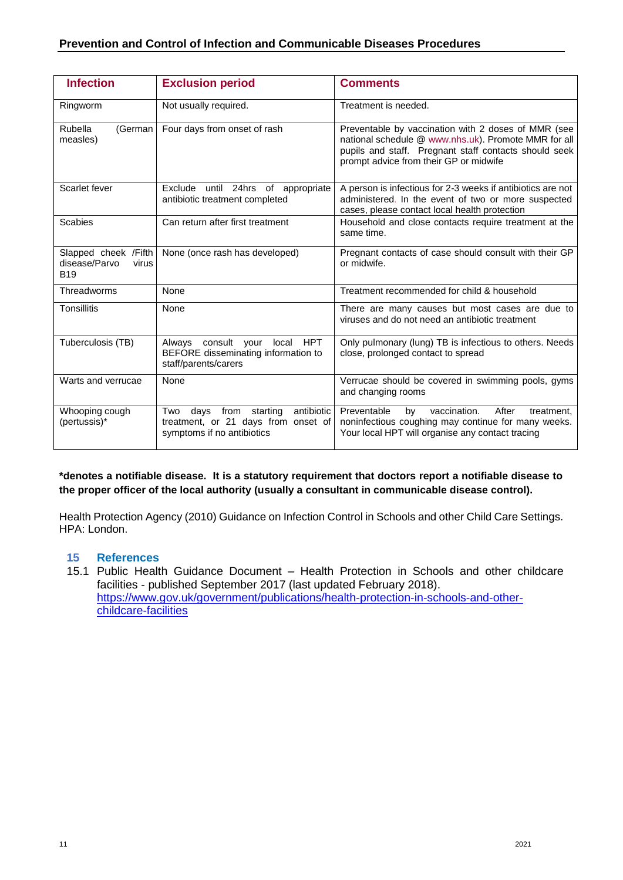| Infection | Exclusion period | Comments |
|---|---|---|
| Ringworm | Not usually required. | Treatment is needed. |
| Rubella (German measles) | Four days from onset of rash | Preventable by vaccination with 2 doses of MMR (see national schedule @ www.nhs.uk). Promote MMR for all pupils and staff. Pregnant staff contacts should seek prompt advice from their GP or midwife |
| Scarlet fever | Exclude until 24hrs of appropriate antibiotic treatment completed | A person is infectious for 2-3 weeks if antibiotics are not administered. In the event of two or more suspected cases, please contact local health protection |
| Scabies | Can return after first treatment | Household and close contacts require treatment at the same time. |
| Slapped cheek /Fifth disease/Parvo virus B19 | None (once rash has developed) | Pregnant contacts of case should consult with their GP or midwife. |
| Threadworms | None | Treatment recommended for child & household |
| Tonsillitis | None | There are many causes but most cases are due to viruses and do not need an antibiotic treatment |
| Tuberculosis (TB) | Always consult your local HPT BEFORE disseminating information to staff/parents/carers | Only pulmonary (lung) TB is infectious to others. Needs close, prolonged contact to spread |
| Warts and verrucae | None | Verrucae should be covered in swimming pools, gyms and changing rooms |
| Whooping cough (pertussis)* | Two days from starting antibiotic treatment, or 21 days from onset of symptoms if no antibiotics | Preventable by vaccination. After treatment, noninfectious coughing may continue for many weeks. Your local HPT will organise any contact tracing |

**\*denotes a notifiable disease. It is a statutory requirement that doctors report a notifiable disease to the proper officer of the local authority (usually a consultant in communicable disease control).**

Health Protection Agency (2010) Guidance on Infection Control in Schools and other Child Care Settings. HPA: London.

## 15 References

15.1 Public Health Guidance Document – Health Protection in Schools and other childcare facilities - published September 2017 (last updated February 2018). https://www.gov.uk/government/publications/health-protection-in-schools-and-other-childcare-facilities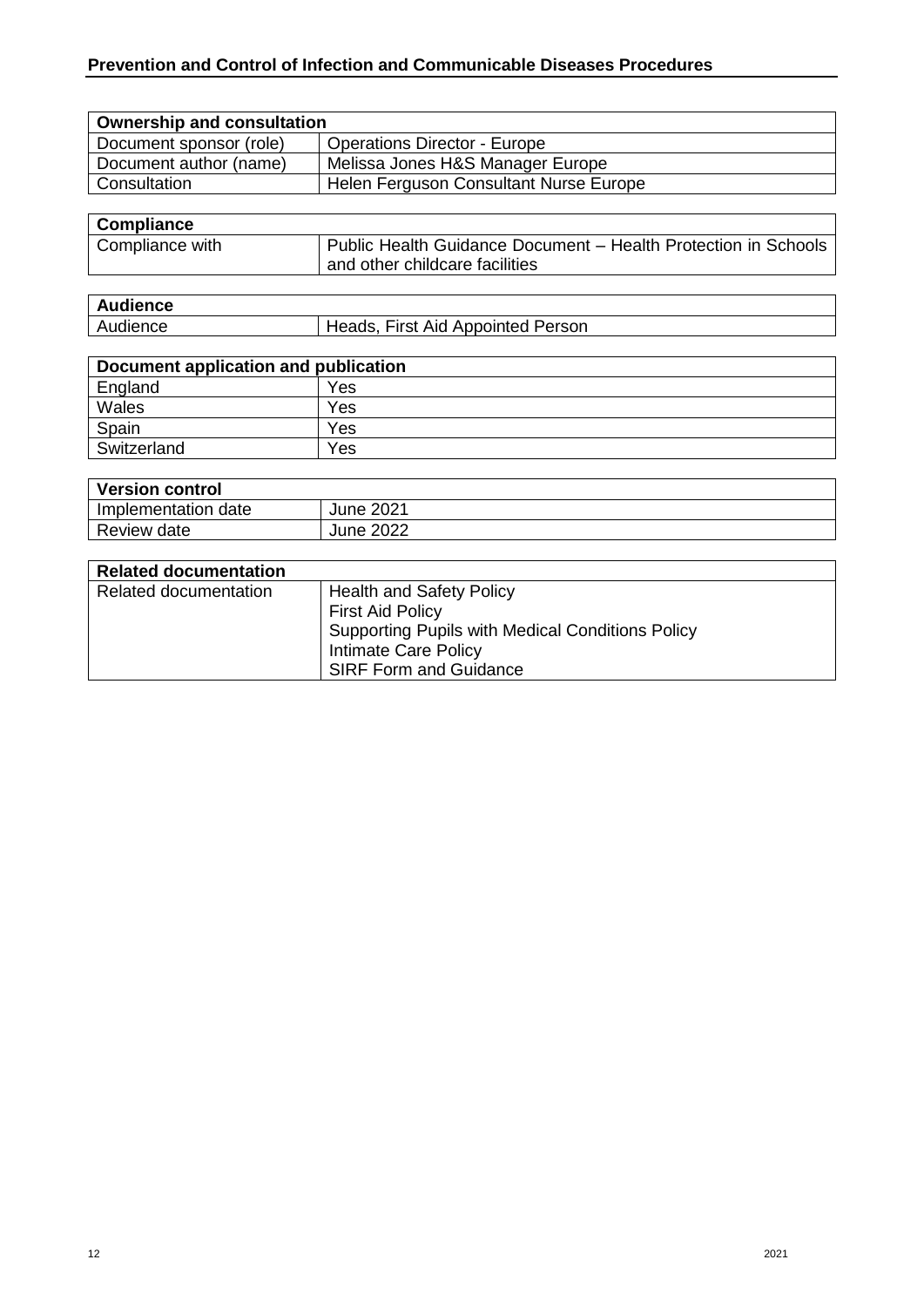**Prevention and Control of Infection and Communicable Diseases Procedures**

| Ownership and consultation | |
|---|---|
| Document sponsor (role) | Operations Director - Europe |
| Document author (name) | Melissa Jones H&S Manager Europe |
| Consultation | Helen Ferguson Consultant Nurse Europe |

| Compliance | |
|---|---|
| Compliance with | Public Health Guidance Document – Health Protection in Schools and other childcare facilities |

| Audience | |
|---|---|
| Audience | Heads, First Aid Appointed Person |

| Document application and publication | |
|---|---|
| England | Yes |
| Wales | Yes |
| Spain | Yes |
| Switzerland | Yes |

| Version control | |
|---|---|
| Implementation date | June 2021 |
| Review date | June 2022 |

| Related documentation | |
|---|---|
| Related documentation | Health and Safety Policy<br>First Aid Policy<br>Supporting Pupils with Medical Conditions Policy<br>Intimate Care Policy<br>SIRF Form and Guidance |